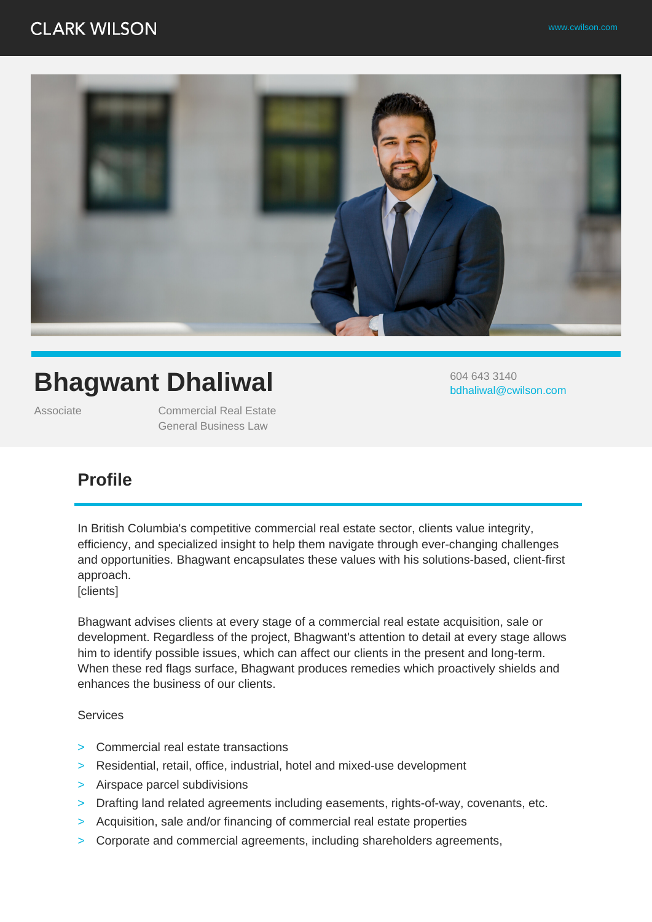CLARK WILSON

www.cwilson.com

# Bhagwant Dhaliwal

604 643 3140
bdhaliwal@cwilson.com

Associate

Commercial Real Estate
General Business Law

## Profile

In British Columbia's competitive commercial real estate sector, clients value integrity, efficiency, and specialized insight to help them navigate through ever-changing challenges and opportunities. Bhagwant encapsulates these values with his solutions-based, client-first approach.
[clients]

Bhagwant advises clients at every stage of a commercial real estate acquisition, sale or development. Regardless of the project, Bhagwant's attention to detail at every stage allows him to identify possible issues, which can affect our clients in the present and long-term. When these red flags surface, Bhagwant produces remedies which proactively shields and enhances the business of our clients.

Services

- Commercial real estate transactions
- Residential, retail, office, industrial, hotel and mixed-use development
- Airspace parcel subdivisions
- Drafting land related agreements including easements, rights-of-way, covenants, etc.
- Acquisition, sale and/or financing of commercial real estate properties
- Corporate and commercial agreements, including shareholders agreements,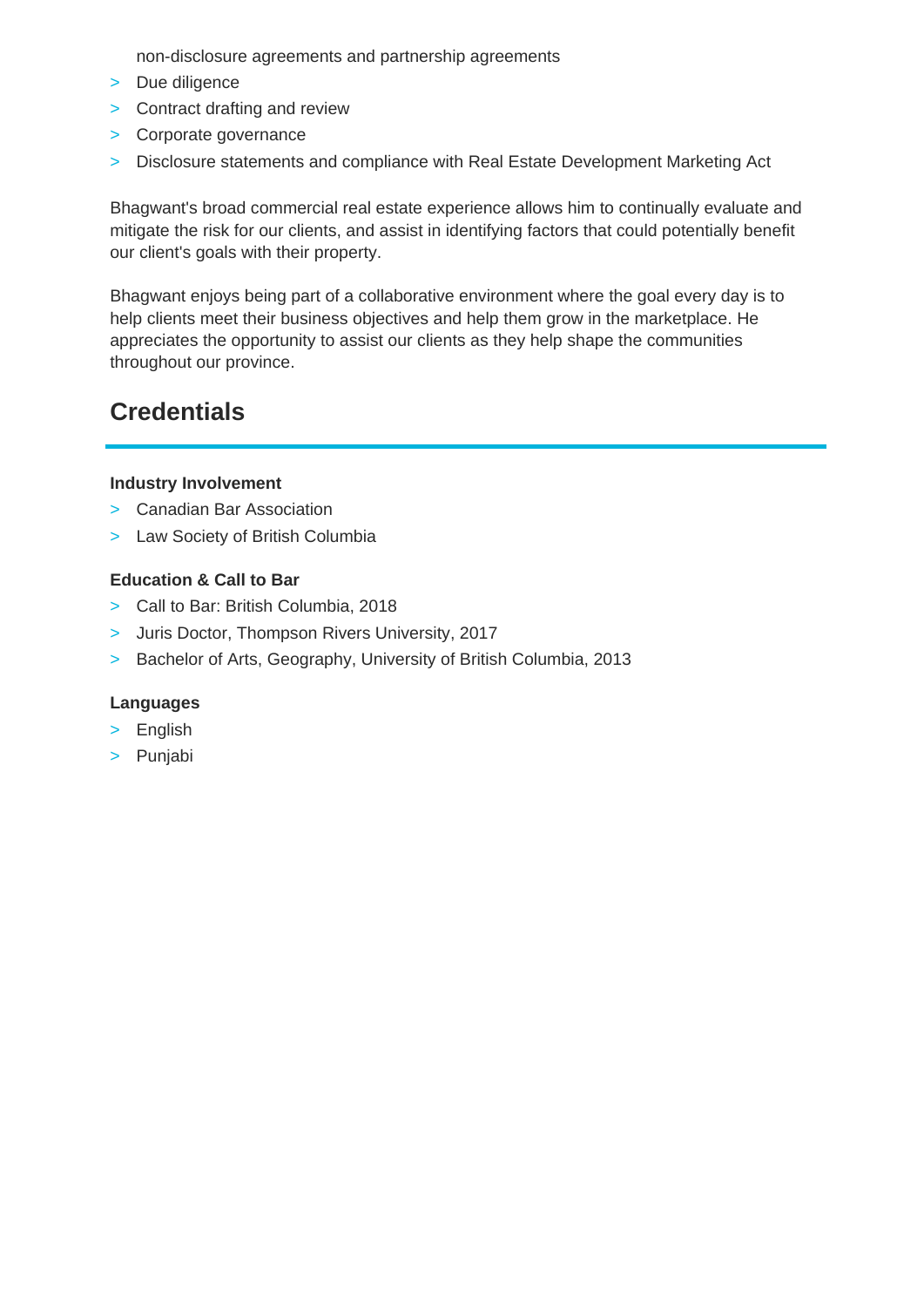non-disclosure agreements and partnership agreements

- Due diligence
- Contract drafting and review
- Corporate governance
- Disclosure statements and compliance with Real Estate Development Marketing Act

Bhagwant's broad commercial real estate experience allows him to continually evaluate and mitigate the risk for our clients, and assist in identifying factors that could potentially benefit our client's goals with their property.

Bhagwant enjoys being part of a collaborative environment where the goal every day is to help clients meet their business objectives and help them grow in the marketplace. He appreciates the opportunity to assist our clients as they help shape the communities throughout our province.

## Credentials

**Industry Involvement**

- Canadian Bar Association
- Law Society of British Columbia

**Education & Call to Bar**

- Call to Bar: British Columbia, 2018
- Juris Doctor, Thompson Rivers University, 2017
- Bachelor of Arts, Geography, University of British Columbia, 2013

**Languages**

- English
- Punjabi